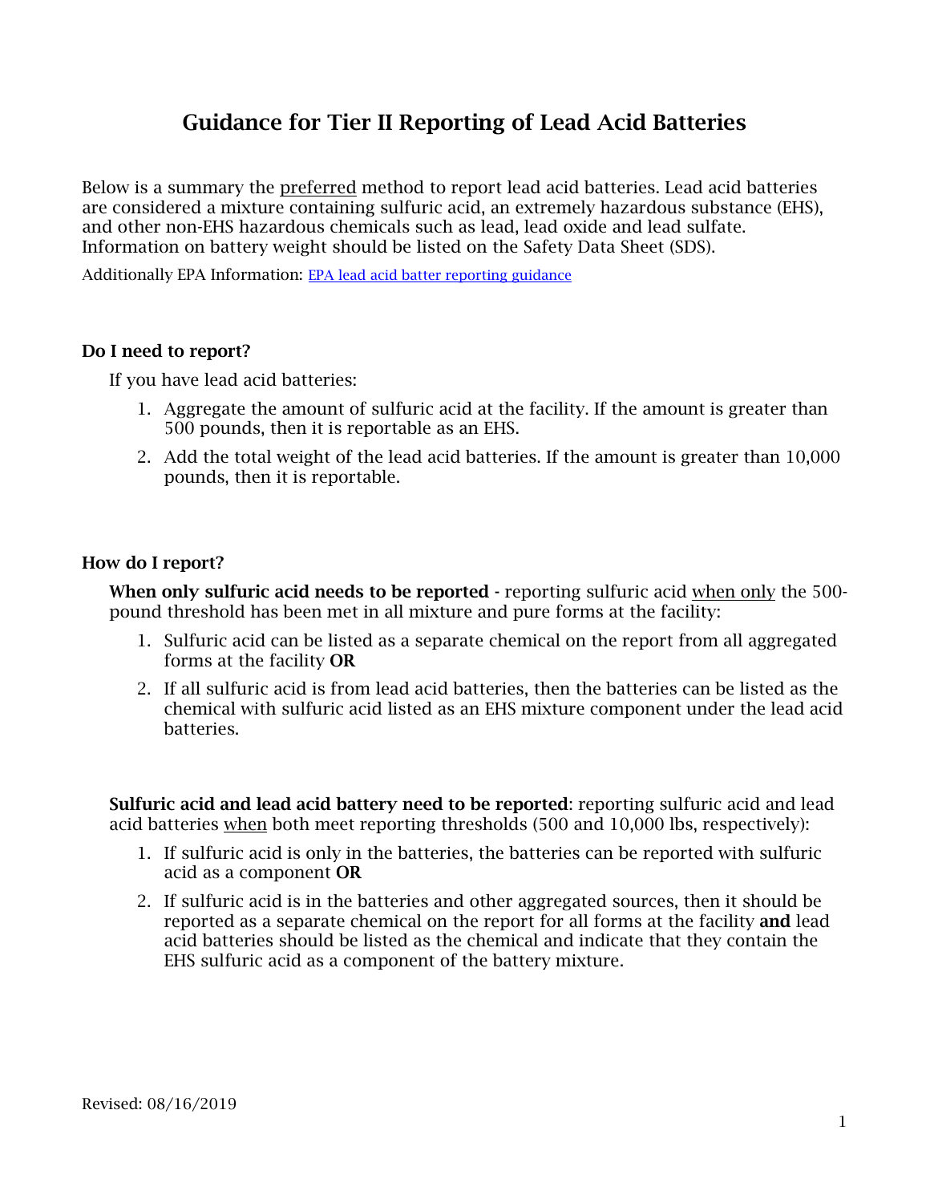# Guidance for Tier II Reporting of Lead Acid Batteries

Below is a summary the preferred method to report lead acid batteries. Lead acid batteries are considered a mixture containing sulfuric acid, an extremely hazardous substance (EHS), and other non-EHS hazardous chemicals such as lead, lead oxide and lead sulfate. Information on battery weight should be listed on the Safety Data Sheet (SDS).

Additionally EPA Information: EPA lead acid batter reporting guidance

### Do I need to report?

If you have lead acid batteries:

1. Aggregate the amount of sulfuric acid at the facility. If the amount is greater than 500 pounds, then it is reportable as an EHS.
2. Add the total weight of the lead acid batteries. If the amount is greater than 10,000 pounds, then it is reportable.

### How do I report?

**When only sulfuric acid needs to be reported** - reporting sulfuric acid when only the 500-pound threshold has been met in all mixture and pure forms at the facility:

1. Sulfuric acid can be listed as a separate chemical on the report from all aggregated forms at the facility **OR**
2. If all sulfuric acid is from lead acid batteries, then the batteries can be listed as the chemical with sulfuric acid listed as an EHS mixture component under the lead acid batteries.

**Sulfuric acid and lead acid battery need to be reported**: reporting sulfuric acid and lead acid batteries when both meet reporting thresholds (500 and 10,000 lbs, respectively):

1. If sulfuric acid is only in the batteries, the batteries can be reported with sulfuric acid as a component **OR**
2. If sulfuric acid is in the batteries and other aggregated sources, then it should be reported as a separate chemical on the report for all forms at the facility **and** lead acid batteries should be listed as the chemical and indicate that they contain the EHS sulfuric acid as a component of the battery mixture.

Revised: 08/16/2019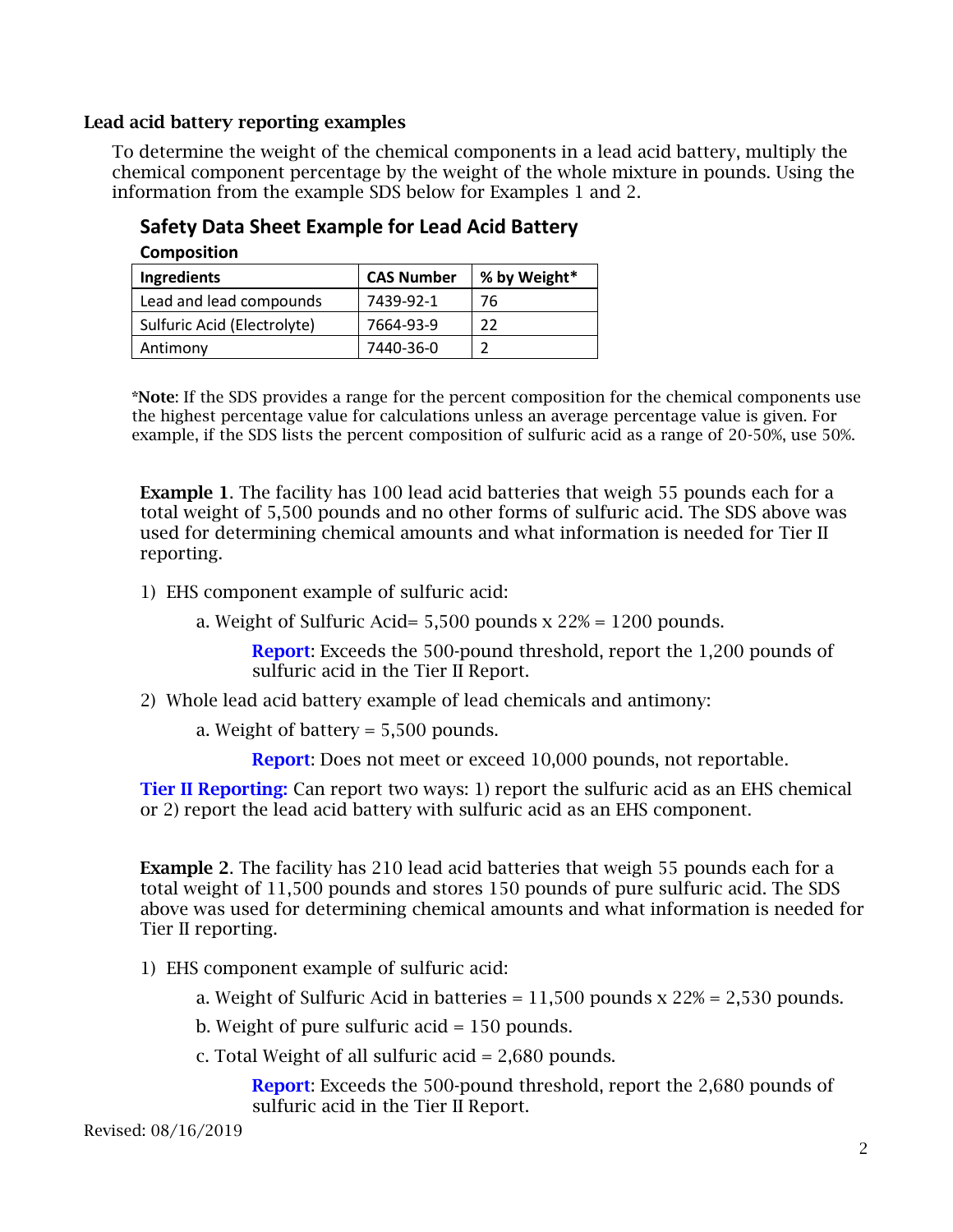## Lead acid battery reporting examples

To determine the weight of the chemical components in a lead acid battery, multiply the chemical component percentage by the weight of the whole mixture in pounds. Using the information from the example SDS below for Examples 1 and 2.

### Safety Data Sheet Example for Lead Acid Battery

**Composition**

| Ingredients | CAS Number | % by Weight* |
|---|---|---|
| Lead and lead compounds | 7439-92-1 | 76 |
| Sulfuric Acid (Electrolyte) | 7664-93-9 | 22 |
| Antimony | 7440-36-0 | 2 |

***Note**: If the SDS provides a range for the percent composition for the chemical components use the highest percentage value for calculations unless an average percentage value is given. For example, if the SDS lists the percent composition of sulfuric acid as a range of 20-50%, use 50%.

**Example 1**. The facility has 100 lead acid batteries that weigh 55 pounds each for a total weight of 5,500 pounds and no other forms of sulfuric acid. The SDS above was used for determining chemical amounts and what information is needed for Tier II reporting.

1) EHS component example of sulfuric acid:

   a. Weight of Sulfuric Acid= 5,500 pounds x 22% = 1200 pounds.

      **Report**: Exceeds the 500-pound threshold, report the 1,200 pounds of sulfuric acid in the Tier II Report.

2) Whole lead acid battery example of lead chemicals and antimony:

   a. Weight of battery = 5,500 pounds.

      **Report**: Does not meet or exceed 10,000 pounds, not reportable.

**Tier II Reporting:** Can report two ways: 1) report the sulfuric acid as an EHS chemical or 2) report the lead acid battery with sulfuric acid as an EHS component.

**Example 2**. The facility has 210 lead acid batteries that weigh 55 pounds each for a total weight of 11,500 pounds and stores 150 pounds of pure sulfuric acid. The SDS above was used for determining chemical amounts and what information is needed for Tier II reporting.

1) EHS component example of sulfuric acid:

   a. Weight of Sulfuric Acid in batteries = 11,500 pounds x 22% = 2,530 pounds.

   b. Weight of pure sulfuric acid = 150 pounds.

   c. Total Weight of all sulfuric acid = 2,680 pounds.

      **Report**: Exceeds the 500-pound threshold, report the 2,680 pounds of sulfuric acid in the Tier II Report.

Revised: 08/16/2019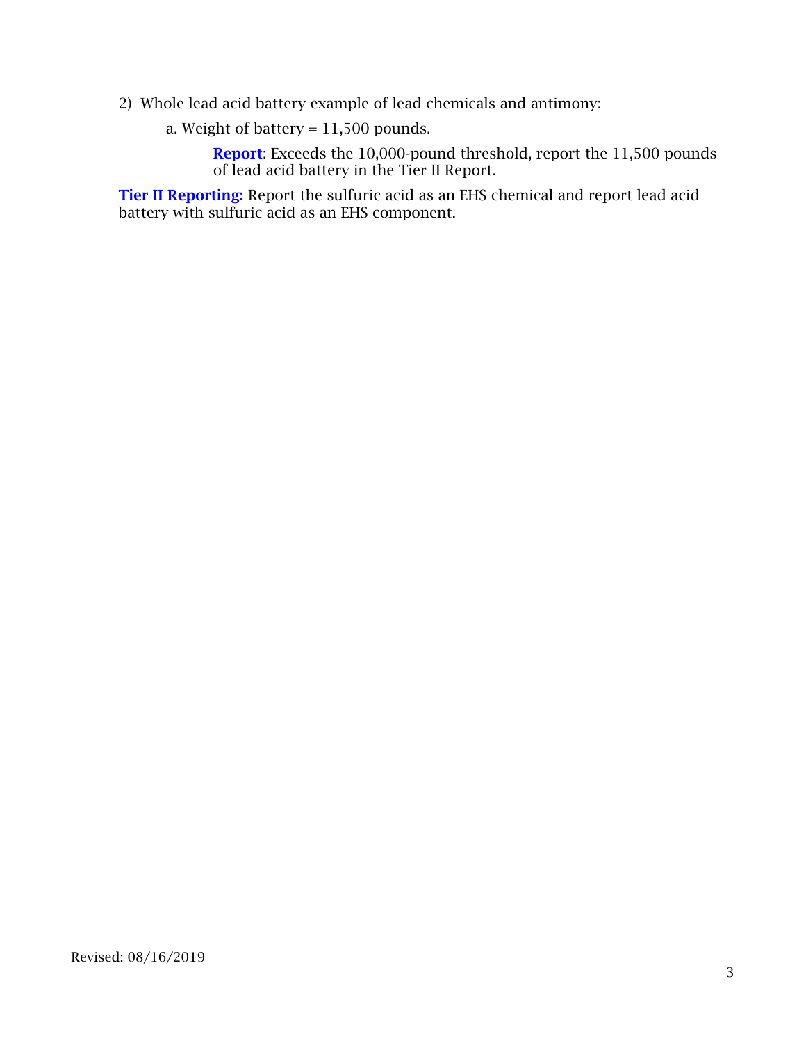2) Whole lead acid battery example of lead chemicals and antimony:

   a. Weight of battery = 11,500 pounds.

      **Report**: Exceeds the 10,000-pound threshold, report the 11,500 pounds of lead acid battery in the Tier II Report.

**Tier II Reporting:** Report the sulfuric acid as an EHS chemical and report lead acid battery with sulfuric acid as an EHS component.

Revised: 08/16/2019